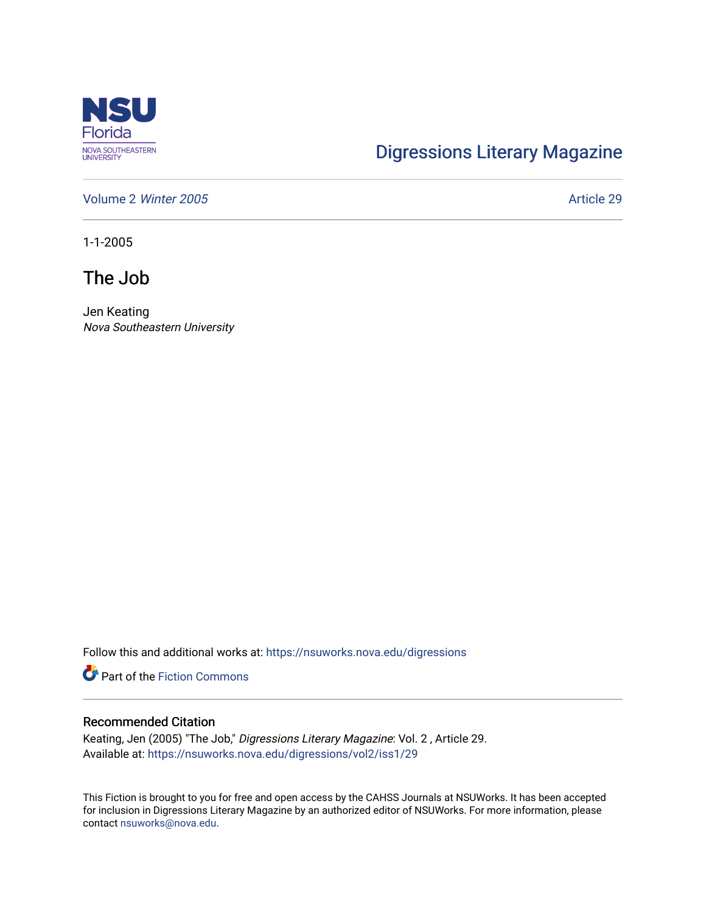Digressions Literary Magazine

Volume 2 *Winter 2005*

Article 29

1-1-2005

# The Job

Jen Keating
*Nova Southeastern University*

Follow this and additional works at: https://nsuworks.nova.edu/digressions

Part of the Fiction Commons

## Recommended Citation

Keating, Jen (2005) "The Job," *Digressions Literary Magazine*: Vol. 2 , Article 29.
Available at: https://nsuworks.nova.edu/digressions/vol2/iss1/29

This Fiction is brought to you for free and open access by the CAHSS Journals at NSUWorks. It has been accepted for inclusion in Digressions Literary Magazine by an authorized editor of NSUWorks. For more information, please contact nsuworks@nova.edu.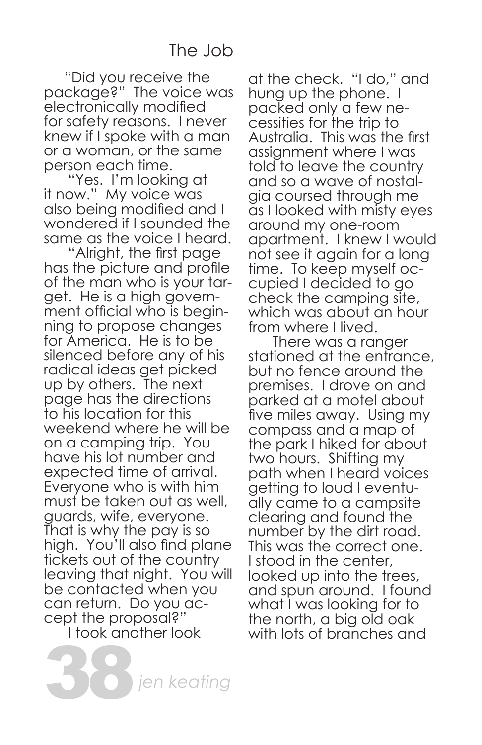# The Job

"Did you receive the package?" The voice was electronically modified for safety reasons. I never knew if I spoke with a man or a woman, or the same person each time.

"Yes. I'm looking at it now." My voice was also being modified and I wondered if I sounded the same as the voice I heard.

"Alright, the first page has the picture and profile of the man who is your target. He is a high government official who is beginning to propose changes for America. He is to be silenced before any of his radical ideas get picked up by others. The next page has the directions to his location for this weekend where he will be on a camping trip. You have his lot number and expected time of arrival. Everyone who is with him must be taken out as well, guards, wife, everyone. That is why the pay is so high. You'll also find plane tickets out of the country leaving that night. You will be contacted when you can return. Do you accept the proposal?"

I took another look at the check. "I do," and hung up the phone. I packed only a few necessities for the trip to Australia. This was the first assignment where I was told to leave the country and so a wave of nostalgia coursed through me as I looked with misty eyes around my one-room apartment. I knew I would not see it again for a long time. To keep myself occupied I decided to go check the camping site, which was about an hour from where I lived.

There was a ranger stationed at the entrance, but no fence around the premises. I drove on and parked at a motel about five miles away. Using my compass and a map of the park I hiked for about two hours. Shifting my path when I heard voices getting to loud I eventually came to a campsite clearing and found the number by the dirt road. This was the correct one. I stood in the center, looked up into the trees, and spun around. I found what I was looking for to the north, a big old oak with lots of branches and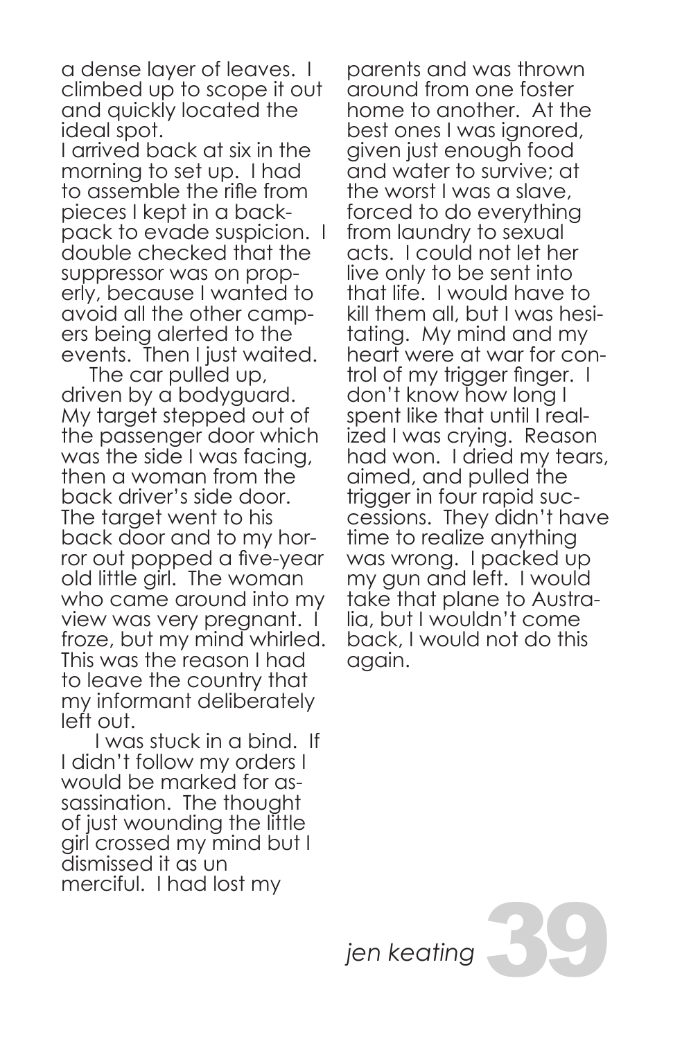a dense layer of leaves. I climbed up to scope it out and quickly located the ideal spot.

I arrived back at six in the morning to set up. I had to assemble the rifle from pieces I kept in a backpack to evade suspicion. I double checked that the suppressor was on properly, because I wanted to avoid all the other campers being alerted to the events. Then I just waited.

The car pulled up, driven by a bodyguard. My target stepped out of the passenger door which was the side I was facing, then a woman from the back driver's side door. The target went to his back door and to my horror out popped a five-year old little girl. The woman who came around into my view was very pregnant. I froze, but my mind whirled. This was the reason I had to leave the country that my informant deliberately left out.

I was stuck in a bind. If I didn't follow my orders I would be marked for assassination. The thought of just wounding the little girl crossed my mind but I dismissed it as un merciful. I had lost my parents and was thrown around from one foster home to another. At the best ones I was ignored, given just enough food and water to survive; at the worst I was a slave, forced to do everything from laundry to sexual acts. I could not let her live only to be sent into that life. I would have to kill them all, but I was hesitating. My mind and my heart were at war for control of my trigger finger. I don't know how long I spent like that until I realized I was crying. Reason had won. I dried my tears, aimed, and pulled the trigger in four rapid successions. They didn't have time to realize anything was wrong. I packed up my gun and left. I would take that plane to Australia, but I wouldn't come back, I would not do this again.

*jen keating*